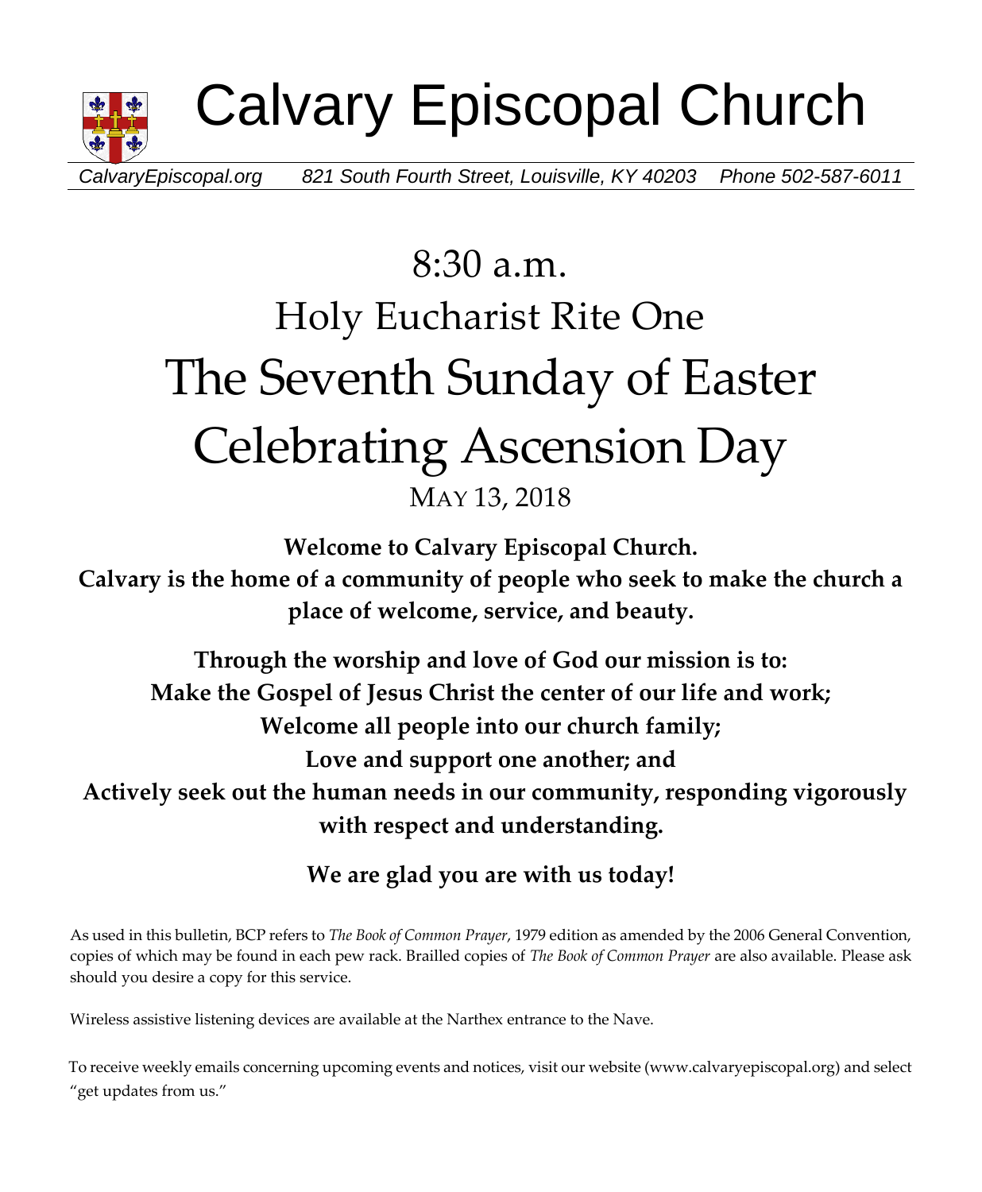# Calvary Episcopal Church

*CalvaryEpiscopal.org* *821 South Fourth Street, Louisville, KY 40203* *Phone 502-587-6011*

## 8:30 a.m.

## Holy Eucharist Rite One

# The Seventh Sunday of Easter

# Celebrating Ascension Day

MAY 13, 2018

**Welcome to Calvary Episcopal Church.**
**Calvary is the home of a community of people who seek to make the church a place of welcome, service, and beauty.**

**Through the worship and love of God our mission is to:**
**Make the Gospel of Jesus Christ the center of our life and work;**
**Welcome all people into our church family;**
**Love and support one another; and**
**Actively seek out the human needs in our community, responding vigorously with respect and understanding.**

**We are glad you are with us today!**

As used in this bulletin, BCP refers to *The Book of Common Prayer*, 1979 edition as amended by the 2006 General Convention, copies of which may be found in each pew rack. Brailled copies of *The Book of Common Prayer* are also available. Please ask should you desire a copy for this service.

Wireless assistive listening devices are available at the Narthex entrance to the Nave.

To receive weekly emails concerning upcoming events and notices, visit our website (www.calvaryepiscopal.org) and select "get updates from us."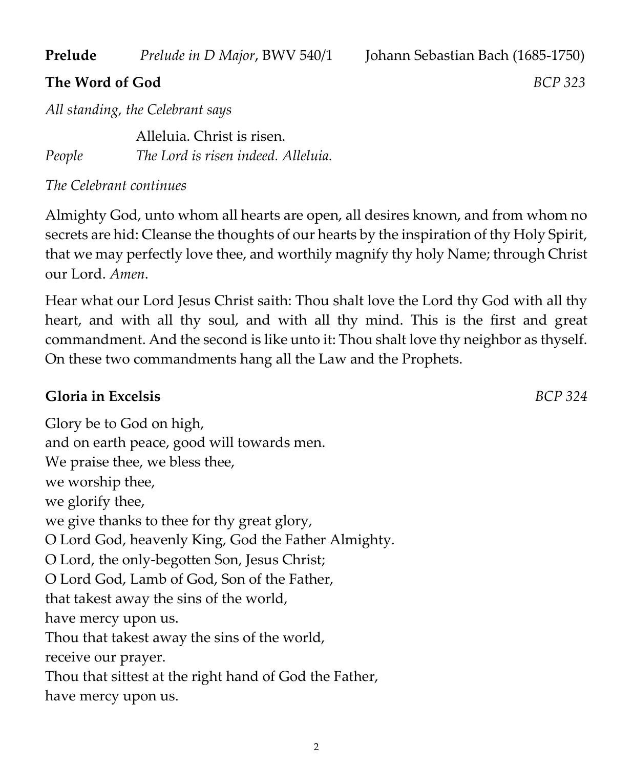**Prelude** *Prelude in D Major*, BWV 540/1 Johann Sebastian Bach (1685-1750)

**The Word of God** *BCP 323*

*All standing, the Celebrant says*

Alleluia. Christ is risen.

*People* *The Lord is risen indeed. Alleluia.*

*The Celebrant continues*

Almighty God, unto whom all hearts are open, all desires known, and from whom no secrets are hid: Cleanse the thoughts of our hearts by the inspiration of thy Holy Spirit, that we may perfectly love thee, and worthily magnify thy holy Name; through Christ our Lord. *Amen.*

Hear what our Lord Jesus Christ saith: Thou shalt love the Lord thy God with all thy heart, and with all thy soul, and with all thy mind. This is the first and great commandment. And the second is like unto it: Thou shalt love thy neighbor as thyself. On these two commandments hang all the Law and the Prophets.

**Gloria in Excelsis** *BCP 324*

Glory be to God on high,
and on earth peace, good will towards men.
We praise thee, we bless thee,
we worship thee,
we glorify thee,
we give thanks to thee for thy great glory,
O Lord God, heavenly King, God the Father Almighty.
O Lord, the only-begotten Son, Jesus Christ;
O Lord God, Lamb of God, Son of the Father,
that takest away the sins of the world,
have mercy upon us.
Thou that takest away the sins of the world,
receive our prayer.
Thou that sittest at the right hand of God the Father,
have mercy upon us.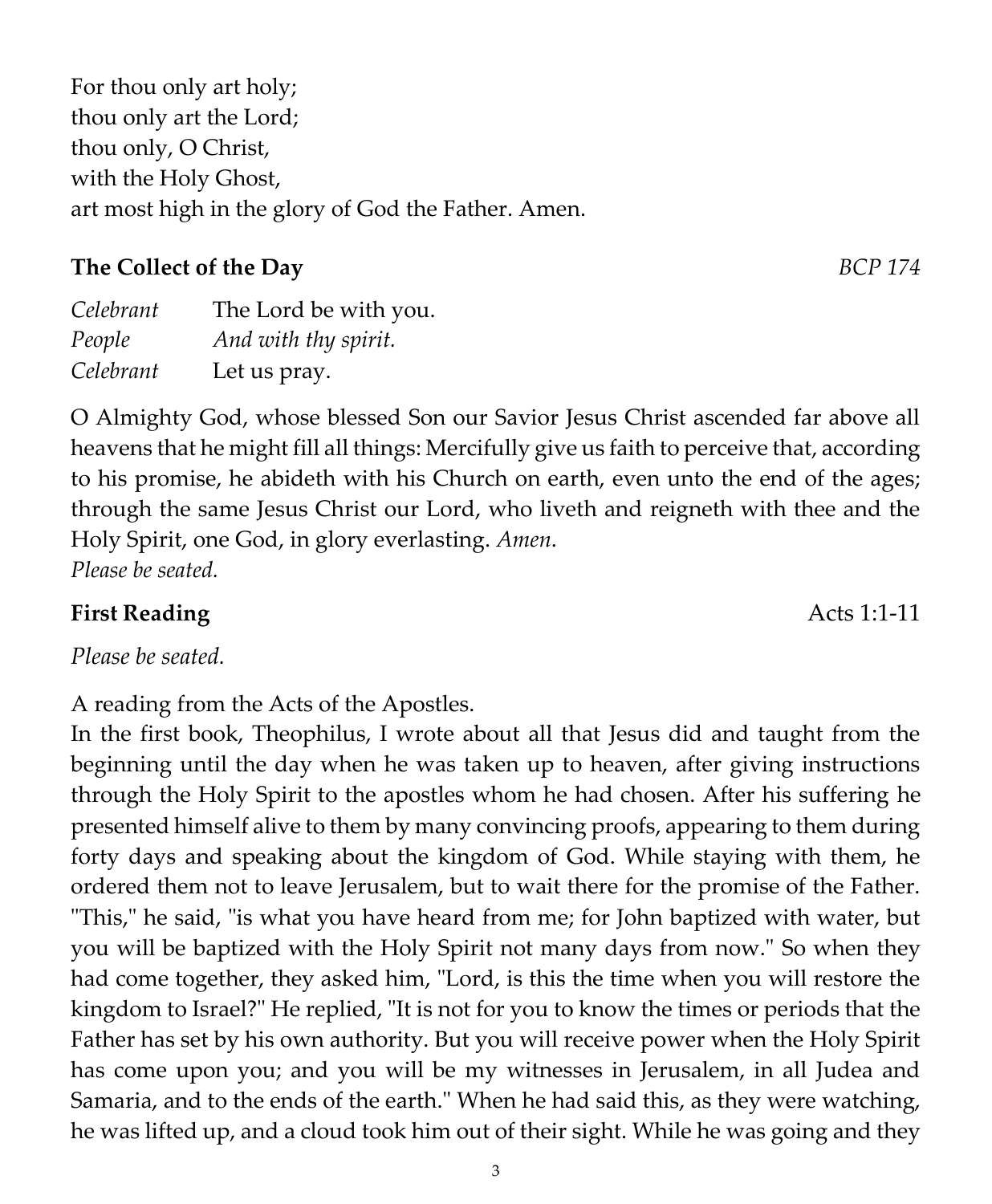For thou only art holy;
thou only art the Lord;
thou only, O Christ,
with the Holy Ghost,
art most high in the glory of God the Father. Amen.

**The Collect of the Day** *BCP 174*

| | |
|---|---|
| *Celebrant* | The Lord be with you. |
| *People* | *And with thy spirit.* |
| *Celebrant* | Let us pray. |

O Almighty God, whose blessed Son our Savior Jesus Christ ascended far above all heavens that he might fill all things: Mercifully give us faith to perceive that, according to his promise, he abideth with his Church on earth, even unto the end of the ages; through the same Jesus Christ our Lord, who liveth and reigneth with thee and the Holy Spirit, one God, in glory everlasting. *Amen.*
*Please be seated.*

**First Reading** Acts 1:1-11

*Please be seated.*

A reading from the Acts of the Apostles.
In the first book, Theophilus, I wrote about all that Jesus did and taught from the beginning until the day when he was taken up to heaven, after giving instructions through the Holy Spirit to the apostles whom he had chosen. After his suffering he presented himself alive to them by many convincing proofs, appearing to them during forty days and speaking about the kingdom of God. While staying with them, he ordered them not to leave Jerusalem, but to wait there for the promise of the Father. "This," he said, "is what you have heard from me; for John baptized with water, but you will be baptized with the Holy Spirit not many days from now." So when they had come together, they asked him, "Lord, is this the time when you will restore the kingdom to Israel?" He replied, "It is not for you to know the times or periods that the Father has set by his own authority. But you will receive power when the Holy Spirit has come upon you; and you will be my witnesses in Jerusalem, in all Judea and Samaria, and to the ends of the earth." When he had said this, as they were watching, he was lifted up, and a cloud took him out of their sight. While he was going and they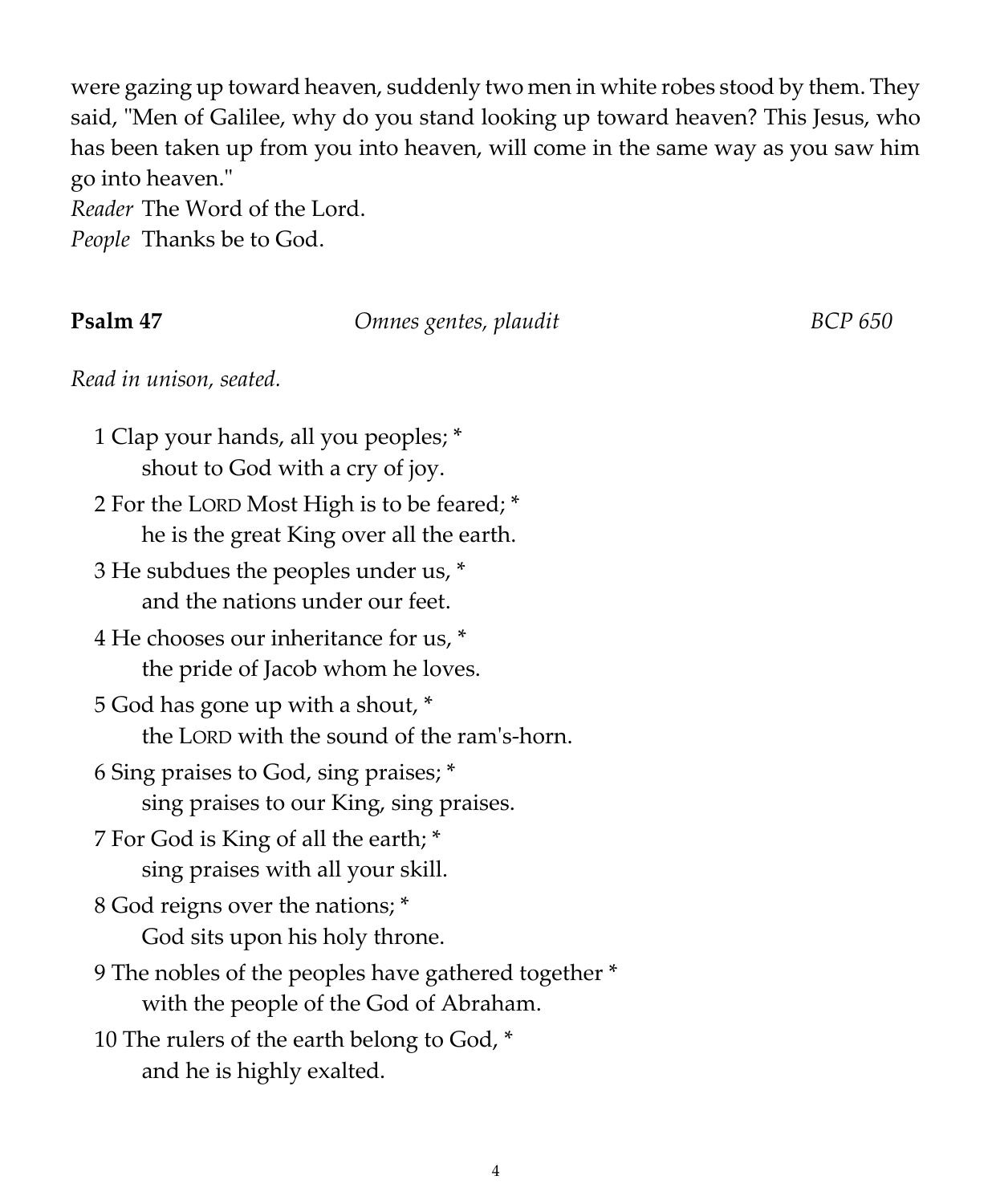were gazing up toward heaven, suddenly two men in white robes stood by them. They said, "Men of Galilee, why do you stand looking up toward heaven? This Jesus, who has been taken up from you into heaven, will come in the same way as you saw him go into heaven."

*Reader* The Word of the Lord.
*People* Thanks be to God.

**Psalm 47** *Omnes gentes, plaudit* *BCP 650*

*Read in unison, seated.*

1 Clap your hands, all you peoples; *
    shout to God with a cry of joy.

2 For the LORD Most High is to be feared; *
    he is the great King over all the earth.

3 He subdues the peoples under us, *
    and the nations under our feet.

4 He chooses our inheritance for us, *
    the pride of Jacob whom he loves.

5 God has gone up with a shout, *
    the LORD with the sound of the ram's-horn.

6 Sing praises to God, sing praises; *
    sing praises to our King, sing praises.

7 For God is King of all the earth; *
    sing praises with all your skill.

8 God reigns over the nations; *
    God sits upon his holy throne.

9 The nobles of the peoples have gathered together *
    with the people of the God of Abraham.

10 The rulers of the earth belong to God, *
    and he is highly exalted.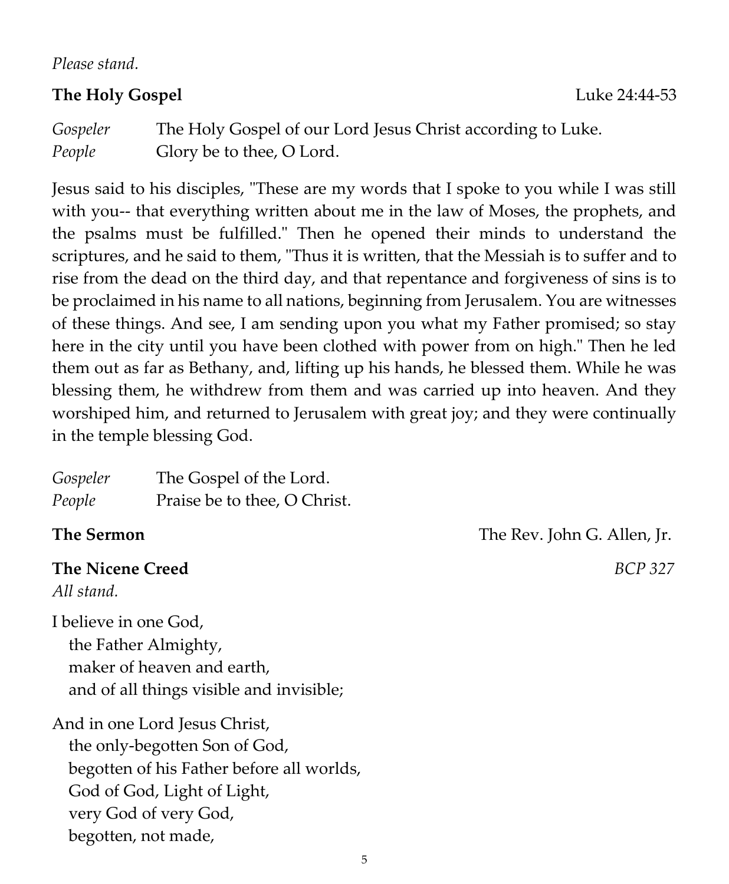*Please stand.*

**The Holy Gospel** Luke 24:44-53

*Gospeler* The Holy Gospel of our Lord Jesus Christ according to Luke.
*People* Glory be to thee, O Lord.

Jesus said to his disciples, "These are my words that I spoke to you while I was still with you-- that everything written about me in the law of Moses, the prophets, and the psalms must be fulfilled." Then he opened their minds to understand the scriptures, and he said to them, "Thus it is written, that the Messiah is to suffer and to rise from the dead on the third day, and that repentance and forgiveness of sins is to be proclaimed in his name to all nations, beginning from Jerusalem. You are witnesses of these things. And see, I am sending upon you what my Father promised; so stay here in the city until you have been clothed with power from on high." Then he led them out as far as Bethany, and, lifting up his hands, he blessed them. While he was blessing them, he withdrew from them and was carried up into heaven. And they worshiped him, and returned to Jerusalem with great joy; and they were continually in the temple blessing God.

*Gospeler* The Gospel of the Lord.
*People* Praise be to thee, O Christ.

**The Sermon** The Rev. John G. Allen, Jr.

**The Nicene Creed** *BCP 327*
*All stand.*

I believe in one God,
the Father Almighty,
maker of heaven and earth,
and of all things visible and invisible;

And in one Lord Jesus Christ,
the only-begotten Son of God,
begotten of his Father before all worlds,
God of God, Light of Light,
very God of very God,
begotten, not made,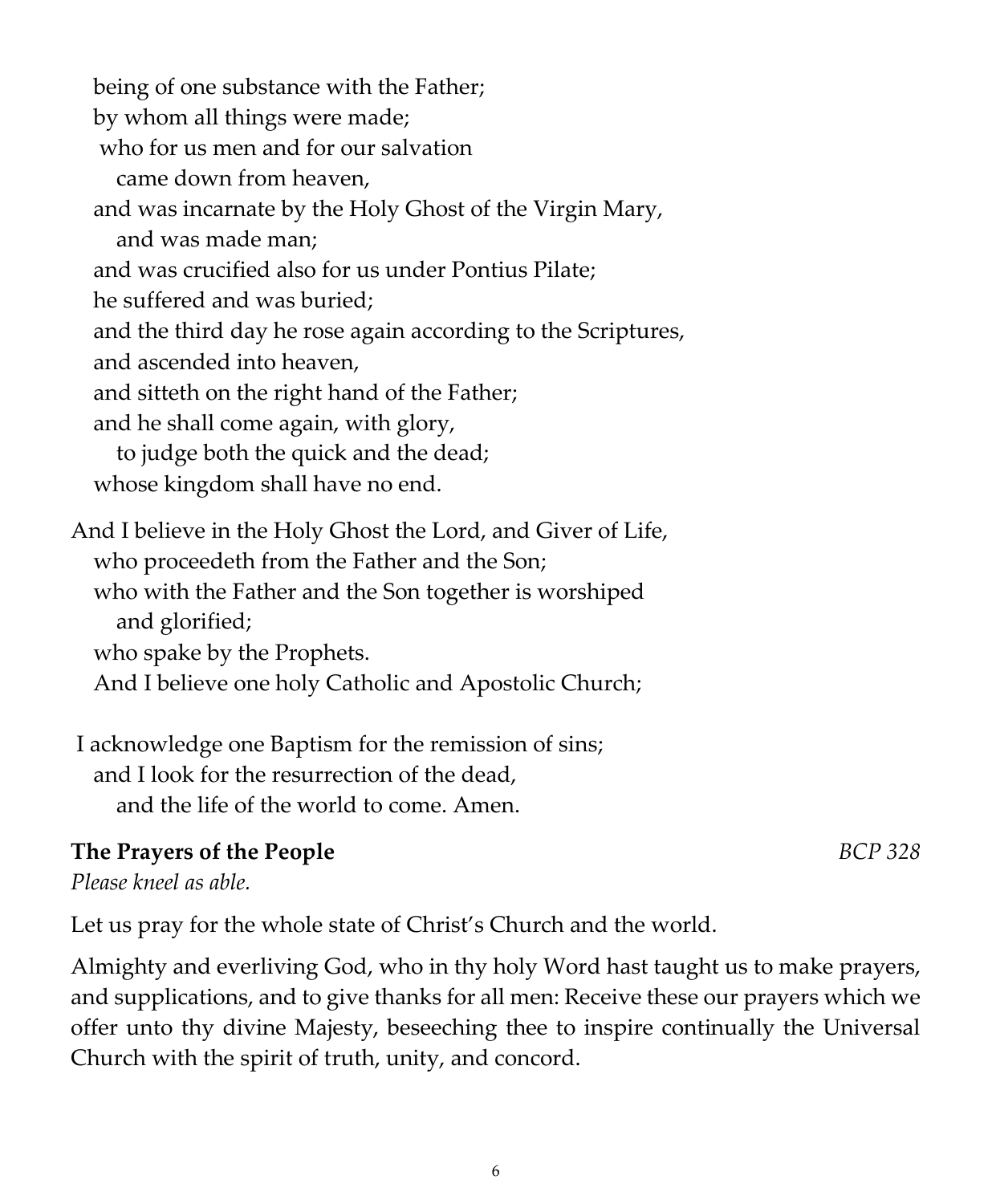being of one substance with the Father;  
by whom all things were made;  
who for us men and for our salvation  
came down from heaven,  
and was incarnate by the Holy Ghost of the Virgin Mary,  
and was made man;  
and was crucified also for us under Pontius Pilate;  
he suffered and was buried;  
and the third day he rose again according to the Scriptures,  
and ascended into heaven,  
and sitteth on the right hand of the Father;  
and he shall come again, with glory,  
to judge both the quick and the dead;  
whose kingdom shall have no end.

And I believe in the Holy Ghost the Lord, and Giver of Life,  
who proceedeth from the Father and the Son;  
who with the Father and the Son together is worshiped  
and glorified;  
who spake by the Prophets.  
And I believe one holy Catholic and Apostolic Church;

I acknowledge one Baptism for the remission of sins;  
and I look for the resurrection of the dead,  
and the life of the world to come. Amen.

**The Prayers of the People** *BCP 328*

*Please kneel as able.*

Let us pray for the whole state of Christ's Church and the world.

Almighty and everliving God, who in thy holy Word hast taught us to make prayers, and supplications, and to give thanks for all men: Receive these our prayers which we offer unto thy divine Majesty, beseeching thee to inspire continually the Universal Church with the spirit of truth, unity, and concord.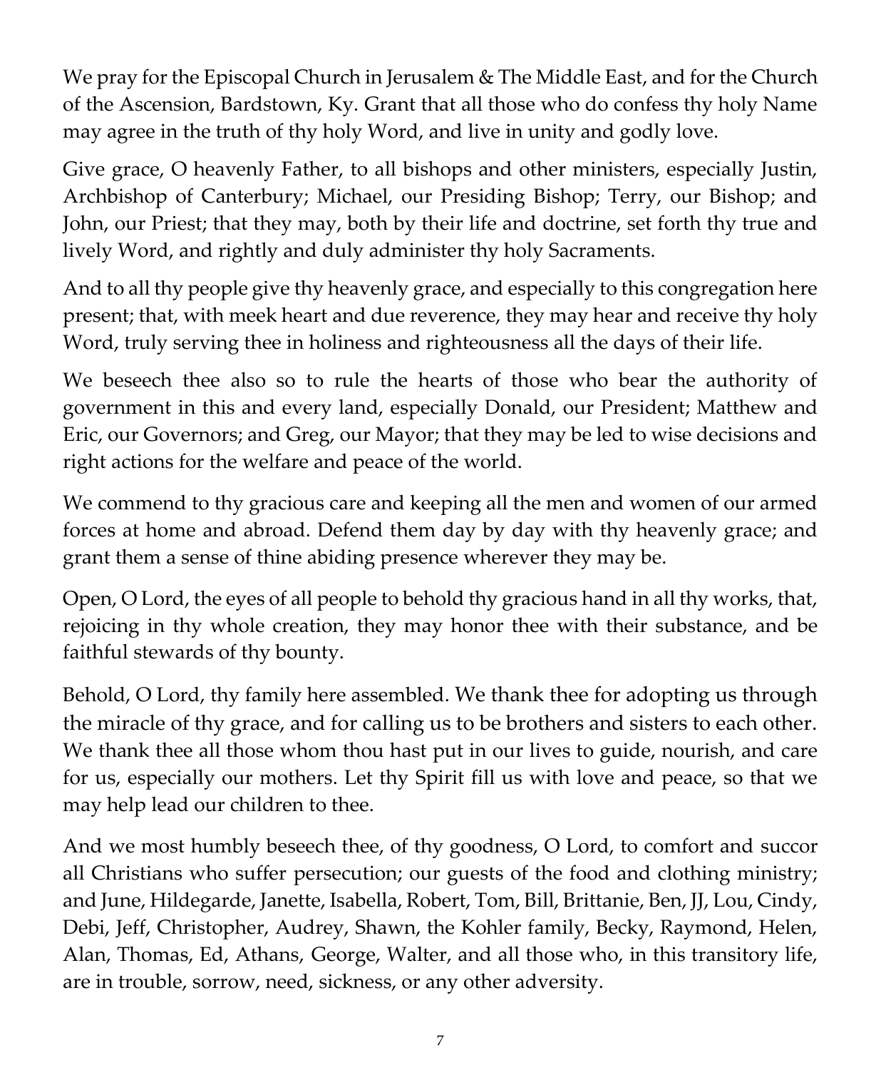We pray for the Episcopal Church in Jerusalem & The Middle East, and for the Church of the Ascension, Bardstown, Ky. Grant that all those who do confess thy holy Name may agree in the truth of thy holy Word, and live in unity and godly love.

Give grace, O heavenly Father, to all bishops and other ministers, especially Justin, Archbishop of Canterbury; Michael, our Presiding Bishop; Terry, our Bishop; and John, our Priest; that they may, both by their life and doctrine, set forth thy true and lively Word, and rightly and duly administer thy holy Sacraments.

And to all thy people give thy heavenly grace, and especially to this congregation here present; that, with meek heart and due reverence, they may hear and receive thy holy Word, truly serving thee in holiness and righteousness all the days of their life.

We beseech thee also so to rule the hearts of those who bear the authority of government in this and every land, especially Donald, our President; Matthew and Eric, our Governors; and Greg, our Mayor; that they may be led to wise decisions and right actions for the welfare and peace of the world.

We commend to thy gracious care and keeping all the men and women of our armed forces at home and abroad. Defend them day by day with thy heavenly grace; and grant them a sense of thine abiding presence wherever they may be.

Open, O Lord, the eyes of all people to behold thy gracious hand in all thy works, that, rejoicing in thy whole creation, they may honor thee with their substance, and be faithful stewards of thy bounty.

Behold, O Lord, thy family here assembled. We thank thee for adopting us through the miracle of thy grace, and for calling us to be brothers and sisters to each other. We thank thee all those whom thou hast put in our lives to guide, nourish, and care for us, especially our mothers. Let thy Spirit fill us with love and peace, so that we may help lead our children to thee.

And we most humbly beseech thee, of thy goodness, O Lord, to comfort and succor all Christians who suffer persecution; our guests of the food and clothing ministry; and June, Hildegarde, Janette, Isabella, Robert, Tom, Bill, Brittanie, Ben, JJ, Lou, Cindy, Debi, Jeff, Christopher, Audrey, Shawn, the Kohler family, Becky, Raymond, Helen, Alan, Thomas, Ed, Athans, George, Walter, and all those who, in this transitory life, are in trouble, sorrow, need, sickness, or any other adversity.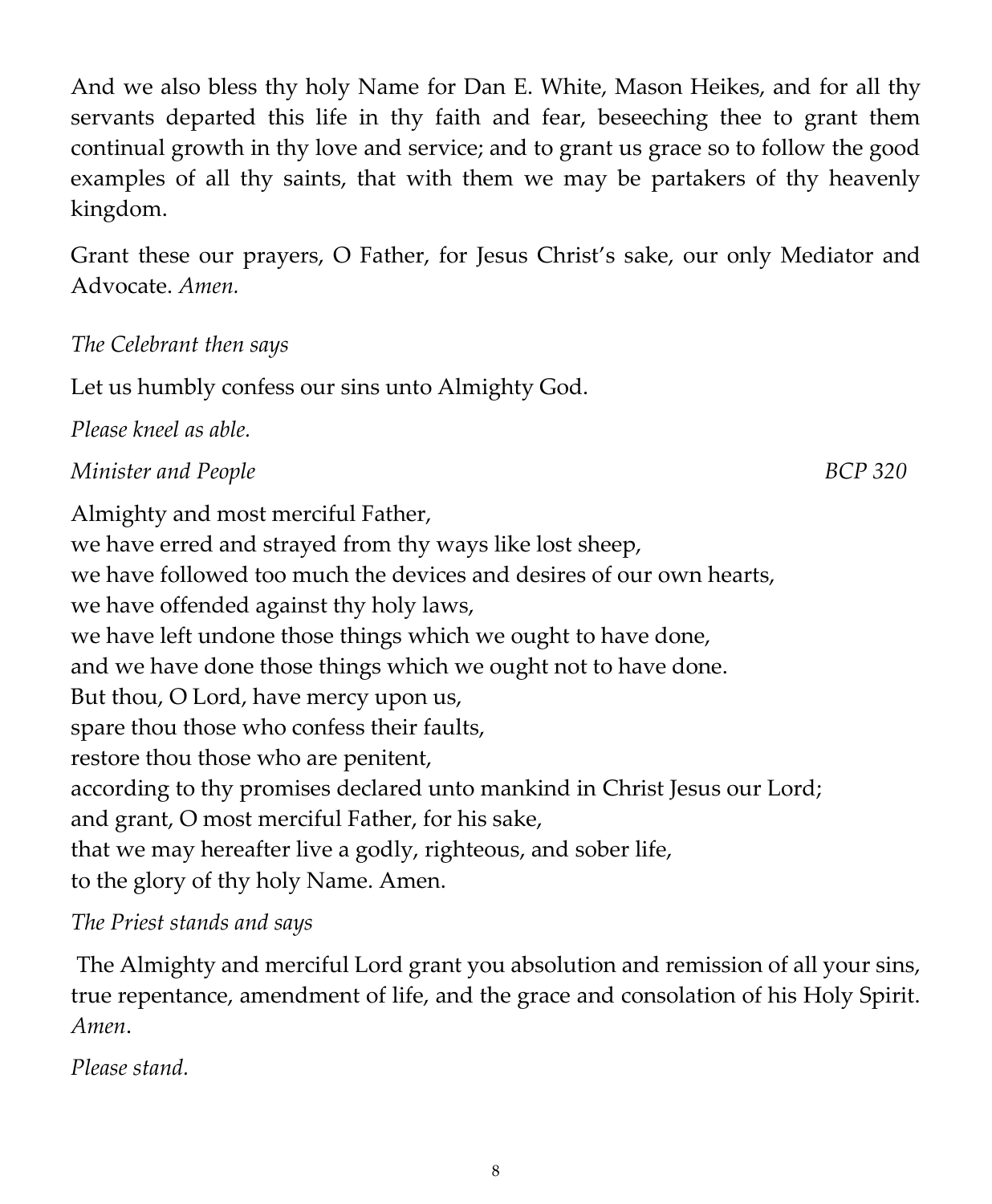And we also bless thy holy Name for Dan E. White, Mason Heikes, and for all thy servants departed this life in thy faith and fear, beseeching thee to grant them continual growth in thy love and service; and to grant us grace so to follow the good examples of all thy saints, that with them we may be partakers of thy heavenly kingdom.

Grant these our prayers, O Father, for Jesus Christ's sake, our only Mediator and Advocate. *Amen.*

*The Celebrant then says*

Let us humbly confess our sins unto Almighty God.

*Please kneel as able.*

*Minister and People* *BCP 320*

Almighty and most merciful Father,  
we have erred and strayed from thy ways like lost sheep,  
we have followed too much the devices and desires of our own hearts,  
we have offended against thy holy laws,  
we have left undone those things which we ought to have done,  
and we have done those things which we ought not to have done.  
But thou, O Lord, have mercy upon us,  
spare thou those who confess their faults,  
restore thou those who are penitent,  
according to thy promises declared unto mankind in Christ Jesus our Lord;  
and grant, O most merciful Father, for his sake,  
that we may hereafter live a godly, righteous, and sober life,  
to the glory of thy holy Name. Amen.

*The Priest stands and says*

The Almighty and merciful Lord grant you absolution and remission of all your sins, true repentance, amendment of life, and the grace and consolation of his Holy Spirit. *Amen*.

*Please stand.*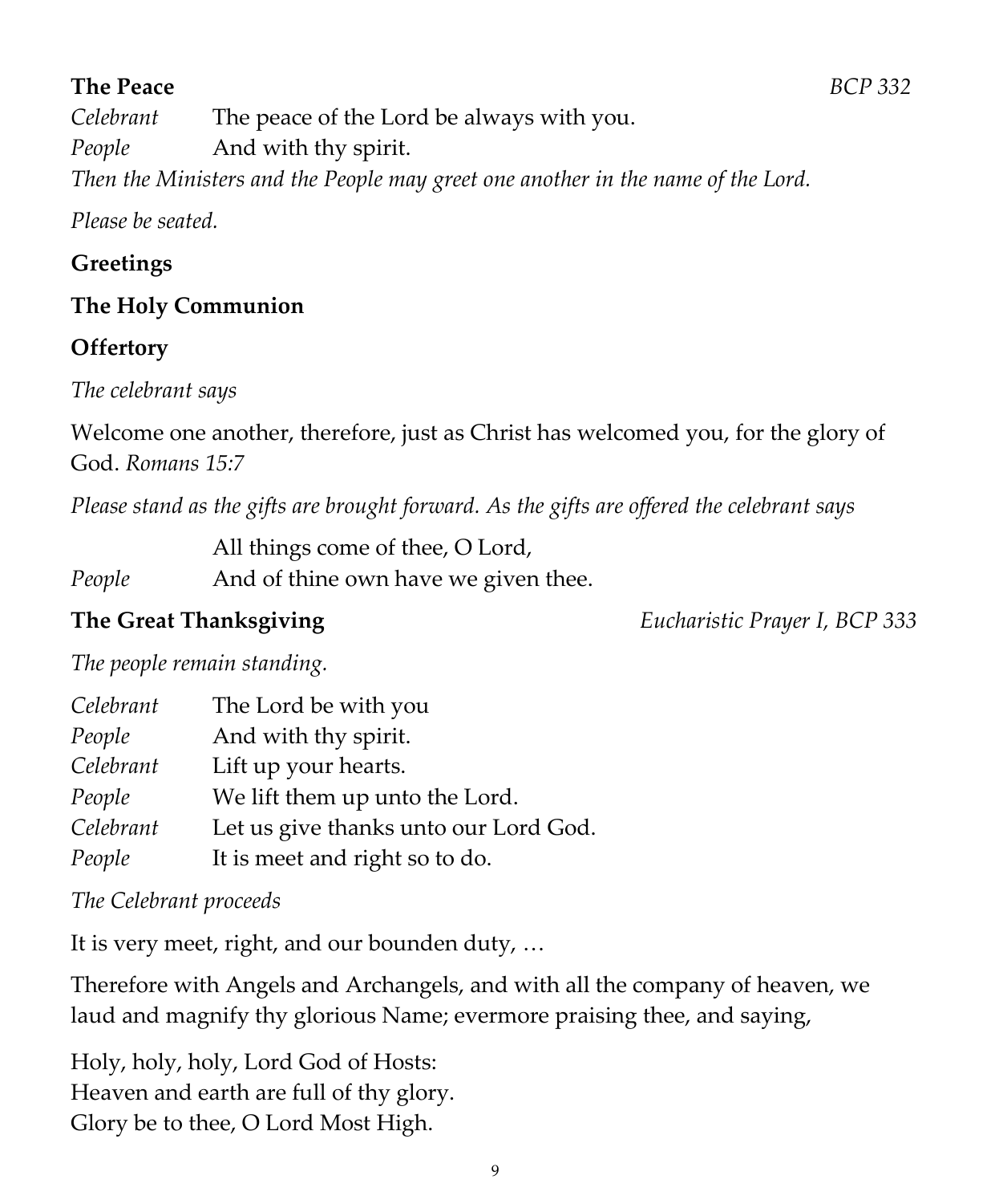**The Peace** *BCP 332*

*Celebrant* The peace of the Lord be always with you.
*People* And with thy spirit.

*Then the Ministers and the People may greet one another in the name of the Lord.*

*Please be seated.*

**Greetings**

**The Holy Communion**

**Offertory**

*The celebrant says*

Welcome one another, therefore, just as Christ has welcomed you, for the glory of God. *Romans 15:7*

*Please stand as the gifts are brought forward. As the gifts are offered the celebrant says*

All things come of thee, O Lord,
*People* And of thine own have we given thee.

**The Great Thanksgiving** *Eucharistic Prayer I, BCP 333*

*The people remain standing.*

*Celebrant* The Lord be with you
*People* And with thy spirit.
*Celebrant* Lift up your hearts.
*People* We lift them up unto the Lord.
*Celebrant* Let us give thanks unto our Lord God.
*People* It is meet and right so to do.

*The Celebrant proceeds*

It is very meet, right, and our bounden duty, …

Therefore with Angels and Archangels, and with all the company of heaven, we laud and magnify thy glorious Name; evermore praising thee, and saying,

Holy, holy, holy, Lord God of Hosts:
Heaven and earth are full of thy glory.
Glory be to thee, O Lord Most High.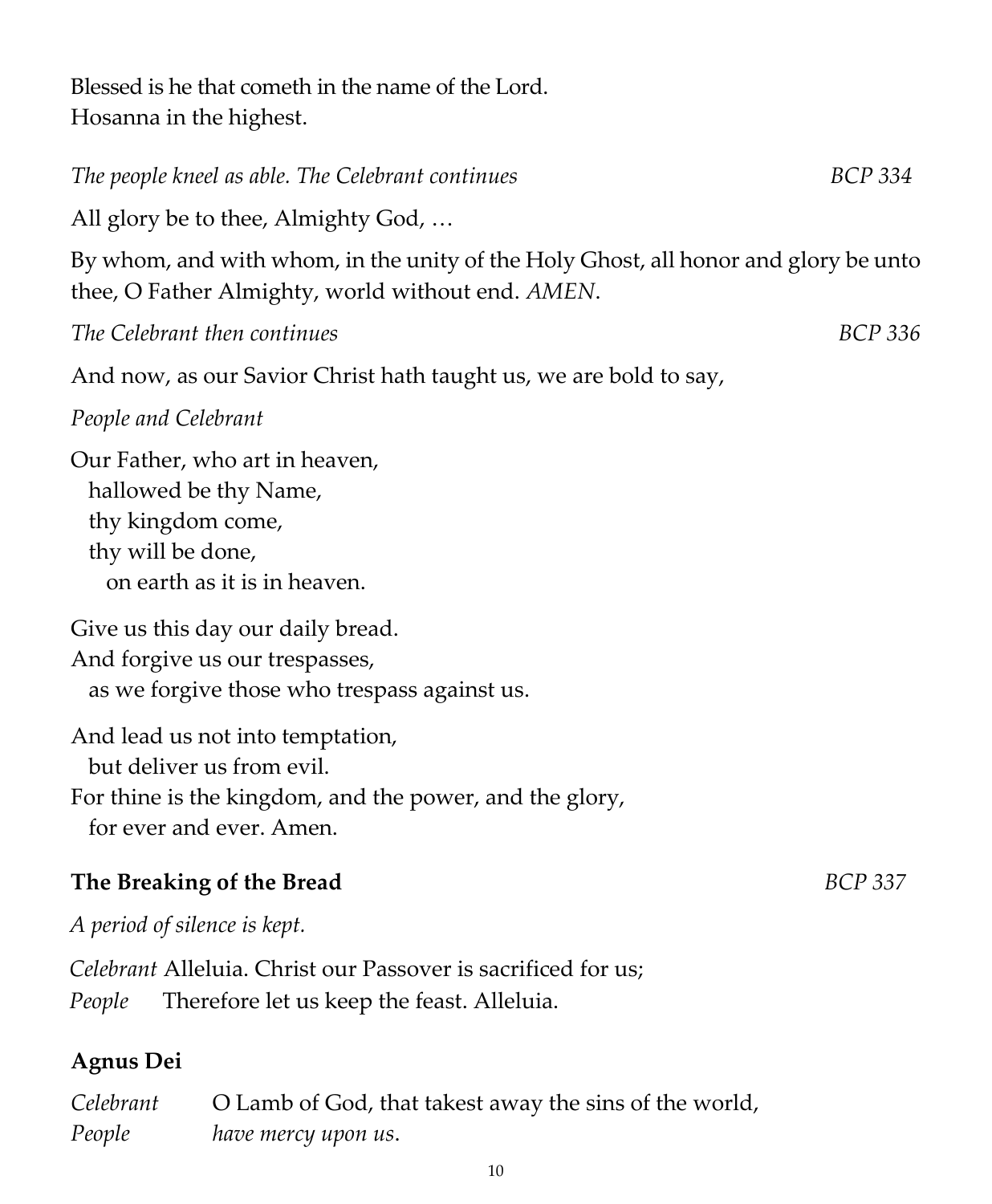Blessed is he that cometh in the name of the Lord.
Hosanna in the highest.

*The people kneel as able. The Celebrant continues* *BCP 334*

All glory be to thee, Almighty God, …

By whom, and with whom, in the unity of the Holy Ghost, all honor and glory be unto thee, O Father Almighty, world without end. *AMEN*.

*The Celebrant then continues* *BCP 336*

And now, as our Savior Christ hath taught us, we are bold to say,

*People and Celebrant*

Our Father, who art in heaven,
hallowed be thy Name,
thy kingdom come,
thy will be done,
on earth as it is in heaven.

Give us this day our daily bread.
And forgive us our trespasses,
as we forgive those who trespass against us.

And lead us not into temptation,
but deliver us from evil.
For thine is the kingdom, and the power, and the glory,
for ever and ever. Amen.

## The Breaking of the Bread *BCP 337*

*A period of silence is kept.*

*Celebrant* Alleluia. Christ our Passover is sacrificed for us;
*People* Therefore let us keep the feast. Alleluia.

## Agnus Dei

*Celebrant* O Lamb of God, that takest away the sins of the world,
*People* *have mercy upon us*.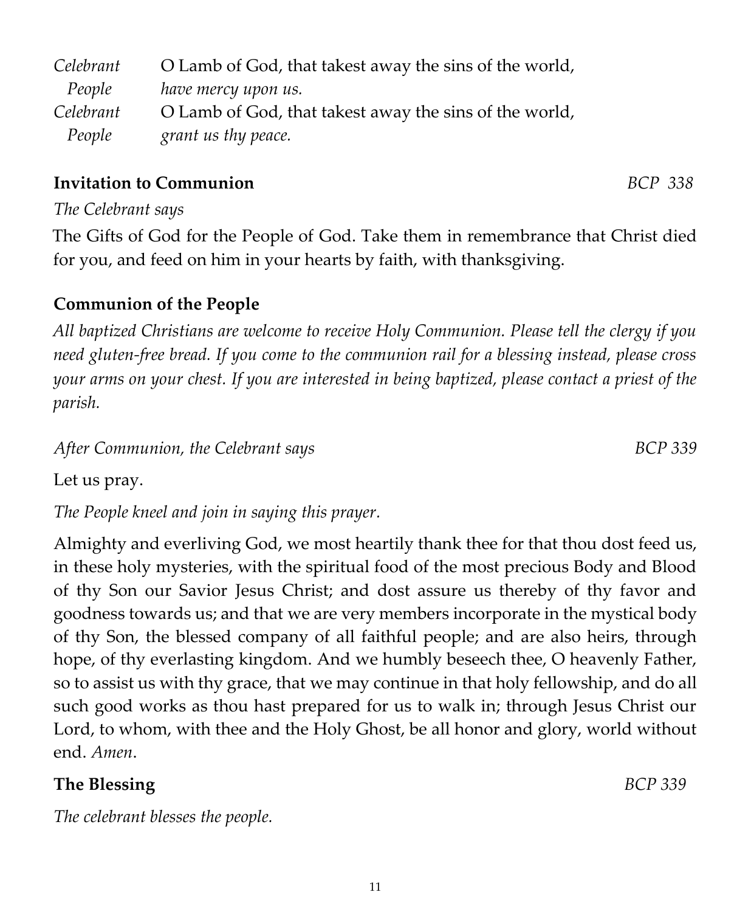*Celebrant* O Lamb of God, that takest away the sins of the world,
*People* *have mercy upon us.*
*Celebrant* O Lamb of God, that takest away the sins of the world,
*People* *grant us thy peace.*

**Invitation to Communion** *BCP 338*

*The Celebrant says*

The Gifts of God for the People of God. Take them in remembrance that Christ died for you, and feed on him in your hearts by faith, with thanksgiving.

**Communion of the People**

*All baptized Christians are welcome to receive Holy Communion. Please tell the clergy if you need gluten-free bread. If you come to the communion rail for a blessing instead, please cross your arms on your chest. If you are interested in being baptized, please contact a priest of the parish.*

*After Communion, the Celebrant says* *BCP 339*

Let us pray.

*The People kneel and join in saying this prayer.*

Almighty and everliving God, we most heartily thank thee for that thou dost feed us, in these holy mysteries, with the spiritual food of the most precious Body and Blood of thy Son our Savior Jesus Christ; and dost assure us thereby of thy favor and goodness towards us; and that we are very members incorporate in the mystical body of thy Son, the blessed company of all faithful people; and are also heirs, through hope, of thy everlasting kingdom. And we humbly beseech thee, O heavenly Father, so to assist us with thy grace, that we may continue in that holy fellowship, and do all such good works as thou hast prepared for us to walk in; through Jesus Christ our Lord, to whom, with thee and the Holy Ghost, be all honor and glory, world without end. *Amen*.

**The Blessing** *BCP 339*

*The celebrant blesses the people.*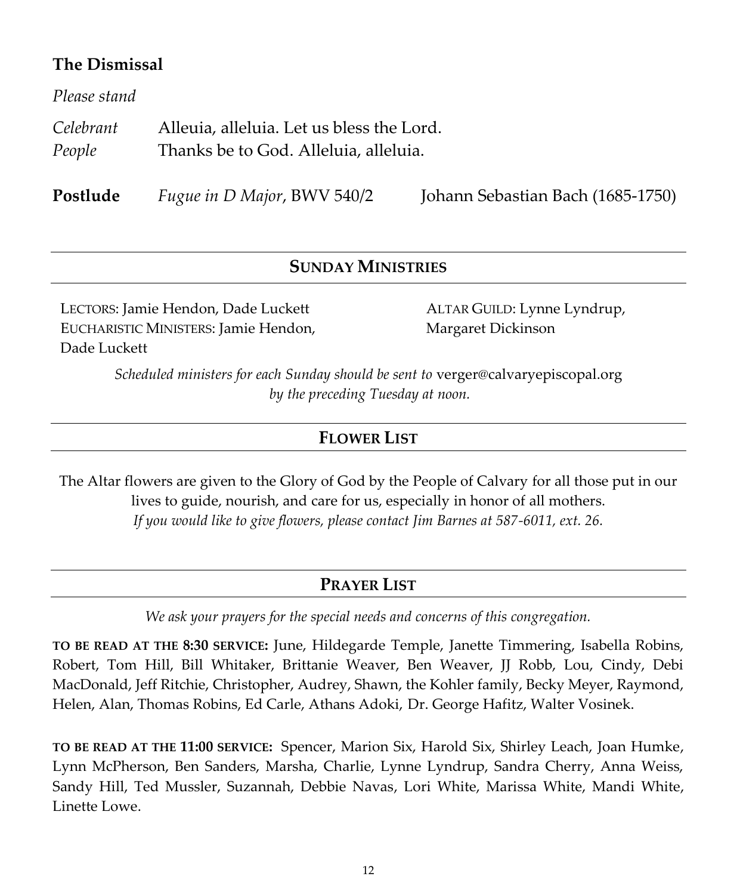## The Dismissal

*Please stand*

*Celebrant* Alleuia, alleluia. Let us bless the Lord.
*People* Thanks be to God. Alleluia, alleluia.

**Postlude** *Fugue in D Major*, BWV 540/2 Johann Sebastian Bach (1685-1750)

---

## SUNDAY MINISTRIES

LECTORS: Jamie Hendon, Dade Luckett
EUCHARISTIC MINISTERS: Jamie Hendon, Dade Luckett
ALTAR GUILD: Lynne Lyndrup, Margaret Dickinson

*Scheduled ministers for each Sunday should be sent to* verger@calvaryepiscopal.org *by the preceding Tuesday at noon.*

---

## FLOWER LIST

The Altar flowers are given to the Glory of God by the People of Calvary for all those put in our lives to guide, nourish, and care for us, especially in honor of all mothers.
*If you would like to give flowers, please contact Jim Barnes at 587-6011, ext. 26.*

---

## PRAYER LIST

*We ask your prayers for the special needs and concerns of this congregation.*

**TO BE READ AT THE 8:30 SERVICE:** June, Hildegarde Temple, Janette Timmering, Isabella Robins, Robert, Tom Hill, Bill Whitaker, Brittanie Weaver, Ben Weaver, JJ Robb, Lou, Cindy, Debi MacDonald, Jeff Ritchie, Christopher, Audrey, Shawn, the Kohler family, Becky Meyer, Raymond, Helen, Alan, Thomas Robins, Ed Carle, Athans Adoki, Dr. George Hafitz, Walter Vosinek.

**TO BE READ AT THE 11:00 SERVICE:** Spencer, Marion Six, Harold Six, Shirley Leach, Joan Humke, Lynn McPherson, Ben Sanders, Marsha, Charlie, Lynne Lyndrup, Sandra Cherry, Anna Weiss, Sandy Hill, Ted Mussler, Suzannah, Debbie Navas, Lori White, Marissa White, Mandi White, Linette Lowe.